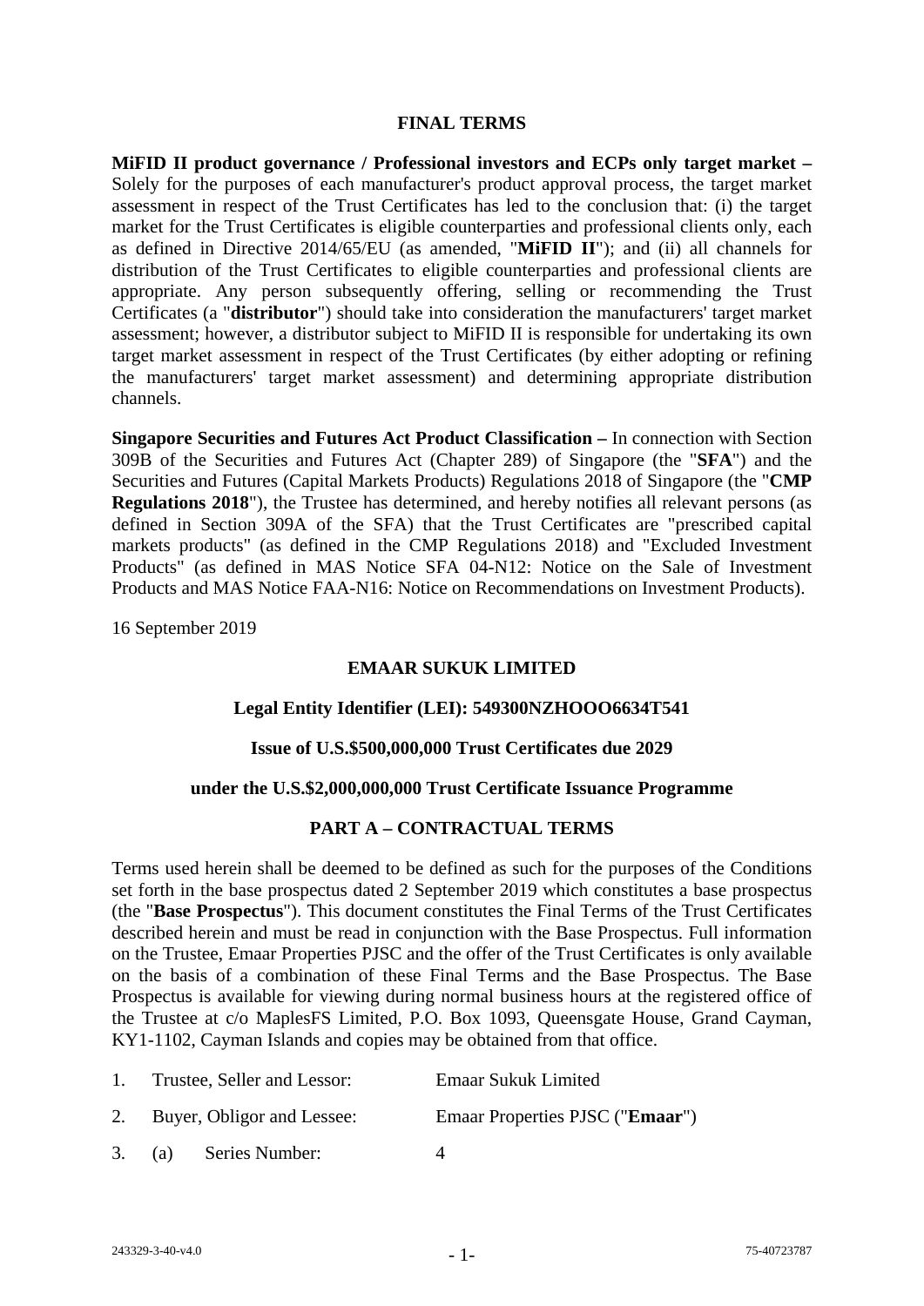# FINAL TERMS

**MiFID II product governance / Professional investors and ECPs only target market –** Solely for the purposes of each manufacturer's product approval process, the target market assessment in respect of the Trust Certificates has led to the conclusion that: (i) the target market for the Trust Certificates is eligible counterparties and professional clients only, each as defined in Directive 2014/65/EU (as amended, "**MiFID II**"); and (ii) all channels for distribution of the Trust Certificates to eligible counterparties and professional clients are appropriate. Any person subsequently offering, selling or recommending the Trust Certificates (a "**distributor**") should take into consideration the manufacturers' target market assessment; however, a distributor subject to MiFID II is responsible for undertaking its own target market assessment in respect of the Trust Certificates (by either adopting or refining the manufacturers' target market assessment) and determining appropriate distribution channels.

**Singapore Securities and Futures Act Product Classification –** In connection with Section 309B of the Securities and Futures Act (Chapter 289) of Singapore (the "**SFA**") and the Securities and Futures (Capital Markets Products) Regulations 2018 of Singapore (the "**CMP Regulations 2018**"), the Trustee has determined, and hereby notifies all relevant persons (as defined in Section 309A of the SFA) that the Trust Certificates are "prescribed capital markets products" (as defined in the CMP Regulations 2018) and "Excluded Investment Products" (as defined in MAS Notice SFA 04-N12: Notice on the Sale of Investment Products and MAS Notice FAA-N16: Notice on Recommendations on Investment Products).

16 September 2019

**EMAAR SUKUK LIMITED**

**Legal Entity Identifier (LEI): 549300NZHOOO6634T541**

**Issue of U.S.$500,000,000 Trust Certificates due 2029**

**under the U.S.$2,000,000,000 Trust Certificate Issuance Programme**

## PART A – CONTRACTUAL TERMS

Terms used herein shall be deemed to be defined as such for the purposes of the Conditions set forth in the base prospectus dated 2 September 2019 which constitutes a base prospectus (the "**Base Prospectus**"). This document constitutes the Final Terms of the Trust Certificates described herein and must be read in conjunction with the Base Prospectus. Full information on the Trustee, Emaar Properties PJSC and the offer of the Trust Certificates is only available on the basis of a combination of these Final Terms and the Base Prospectus. The Base Prospectus is available for viewing during normal business hours at the registered office of the Trustee at c/o MaplesFS Limited, P.O. Box 1093, Queensgate House, Grand Cayman, KY1-1102, Cayman Islands and copies may be obtained from that office.

| | | |
|---|---|---|
| 1. | Trustee, Seller and Lessor: | Emaar Sukuk Limited |
| 2. | Buyer, Obligor and Lessee: | Emaar Properties PJSC ("**Emaar**") |
| 3. | (a) Series Number: | 4 |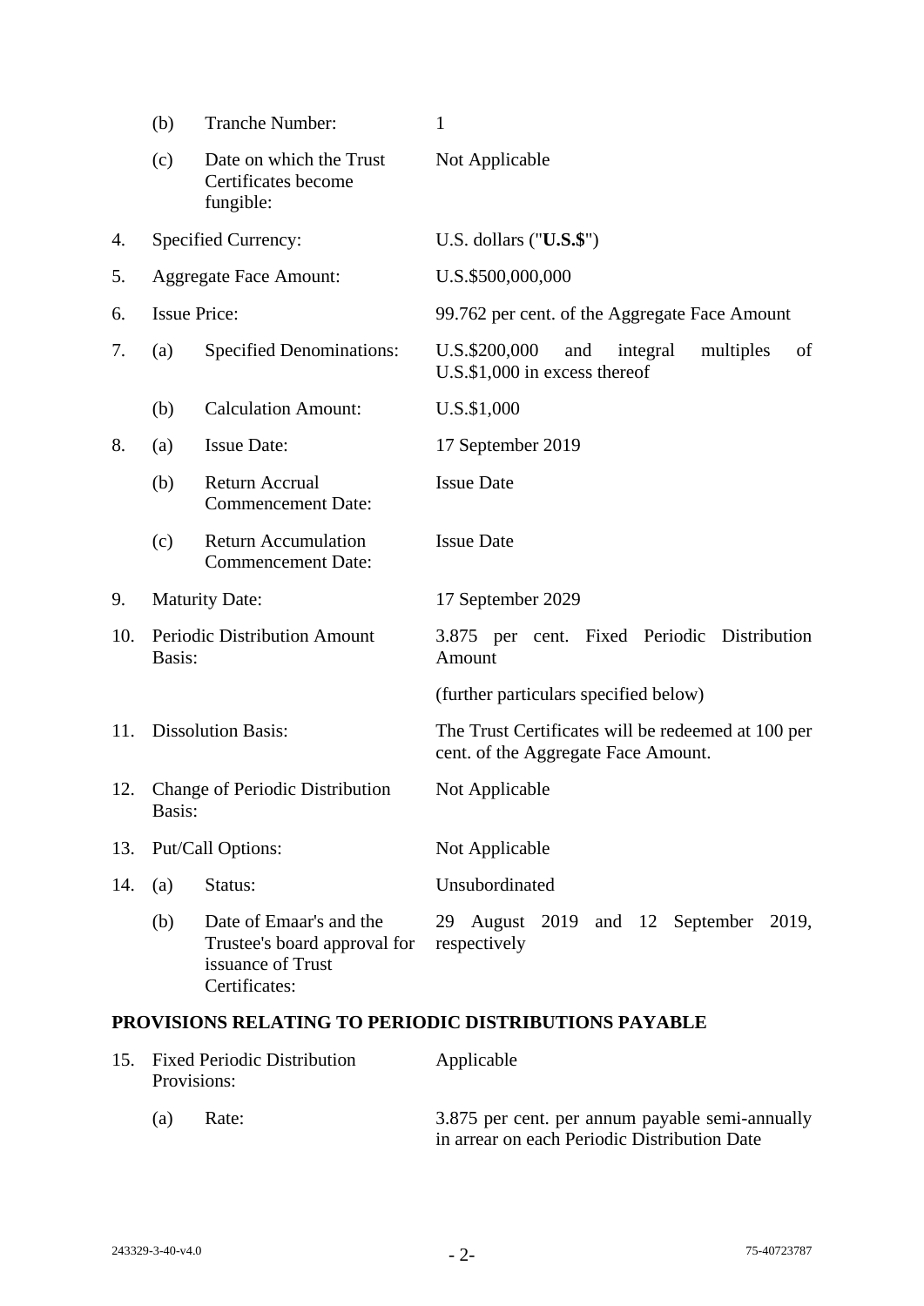| | | | |
|---|---|---|---|
| | (b) | Tranche Number: | 1 |
| | (c) | Date on which the Trust Certificates become fungible: | Not Applicable |
| 4. | Specified Currency: | | U.S. dollars ("**U.S.$**") |
| 5. | Aggregate Face Amount: | | U.S.$500,000,000 |
| 6. | Issue Price: | | 99.762 per cent. of the Aggregate Face Amount |
| 7. | (a) | Specified Denominations: | U.S.$200,000 and integral multiples of U.S.$1,000 in excess thereof |
| | (b) | Calculation Amount: | U.S.$1,000 |
| 8. | (a) | Issue Date: | 17 September 2019 |
| | (b) | Return Accrual Commencement Date: | Issue Date |
| | (c) | Return Accumulation Commencement Date: | Issue Date |
| 9. | Maturity Date: | | 17 September 2029 |
| 10. | Periodic Distribution Amount Basis: | | 3.875 per cent. Fixed Periodic Distribution Amount<br><br>(further particulars specified below) |
| 11. | Dissolution Basis: | | The Trust Certificates will be redeemed at 100 per cent. of the Aggregate Face Amount. |
| 12. | Change of Periodic Distribution Basis: | | Not Applicable |
| 13. | Put/Call Options: | | Not Applicable |
| 14. | (a) | Status: | Unsubordinated |
| | (b) | Date of Emaar's and the Trustee's board approval for issuance of Trust Certificates: | 29 August 2019 and 12 September 2019, respectively |

**PROVISIONS RELATING TO PERIODIC DISTRIBUTIONS PAYABLE**

| | | | |
|---|---|---|---|
| 15. | Fixed Periodic Distribution Provisions: | | Applicable |
| | (a) | Rate: | 3.875 per cent. per annum payable semi-annually in arrear on each Periodic Distribution Date |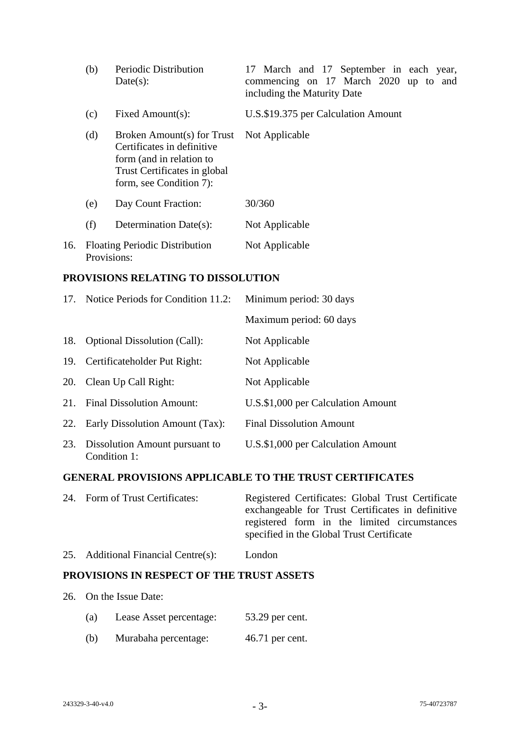| | | |
|---|---|---|
| (b) | Periodic Distribution Date(s): | 17 March and 17 September in each year, commencing on 17 March 2020 up to and including the Maturity Date |
| (c) | Fixed Amount(s): | U.S.$19.375 per Calculation Amount |
| (d) | Broken Amount(s) for Trust Certificates in definitive form (and in relation to Trust Certificates in global form, see Condition 7): | Not Applicable |
| (e) | Day Count Fraction: | 30/360 |
| (f) | Determination Date(s): | Not Applicable |

16. Floating Periodic Distribution Provisions: Not Applicable

**PROVISIONS RELATING TO DISSOLUTION**

| | | |
|---|---|---|
| 17. | Notice Periods for Condition 11.2: | Minimum period: 30 days<br>Maximum period: 60 days |
| 18. | Optional Dissolution (Call): | Not Applicable |
| 19. | Certificateholder Put Right: | Not Applicable |
| 20. | Clean Up Call Right: | Not Applicable |
| 21. | Final Dissolution Amount: | U.S.$1,000 per Calculation Amount |
| 22. | Early Dissolution Amount (Tax): | Final Dissolution Amount |
| 23. | Dissolution Amount pursuant to Condition 1: | U.S.$1,000 per Calculation Amount |

**GENERAL PROVISIONS APPLICABLE TO THE TRUST CERTIFICATES**

| | | |
|---|---|---|
| 24. | Form of Trust Certificates: | Registered Certificates: Global Trust Certificate exchangeable for Trust Certificates in definitive registered form in the limited circumstances specified in the Global Trust Certificate |
| 25. | Additional Financial Centre(s): | London |

**PROVISIONS IN RESPECT OF THE TRUST ASSETS**

26. On the Issue Date:

| | | |
|---|---|---|
| (a) | Lease Asset percentage: | 53.29 per cent. |
| (b) | Murabaha percentage: | 46.71 per cent. |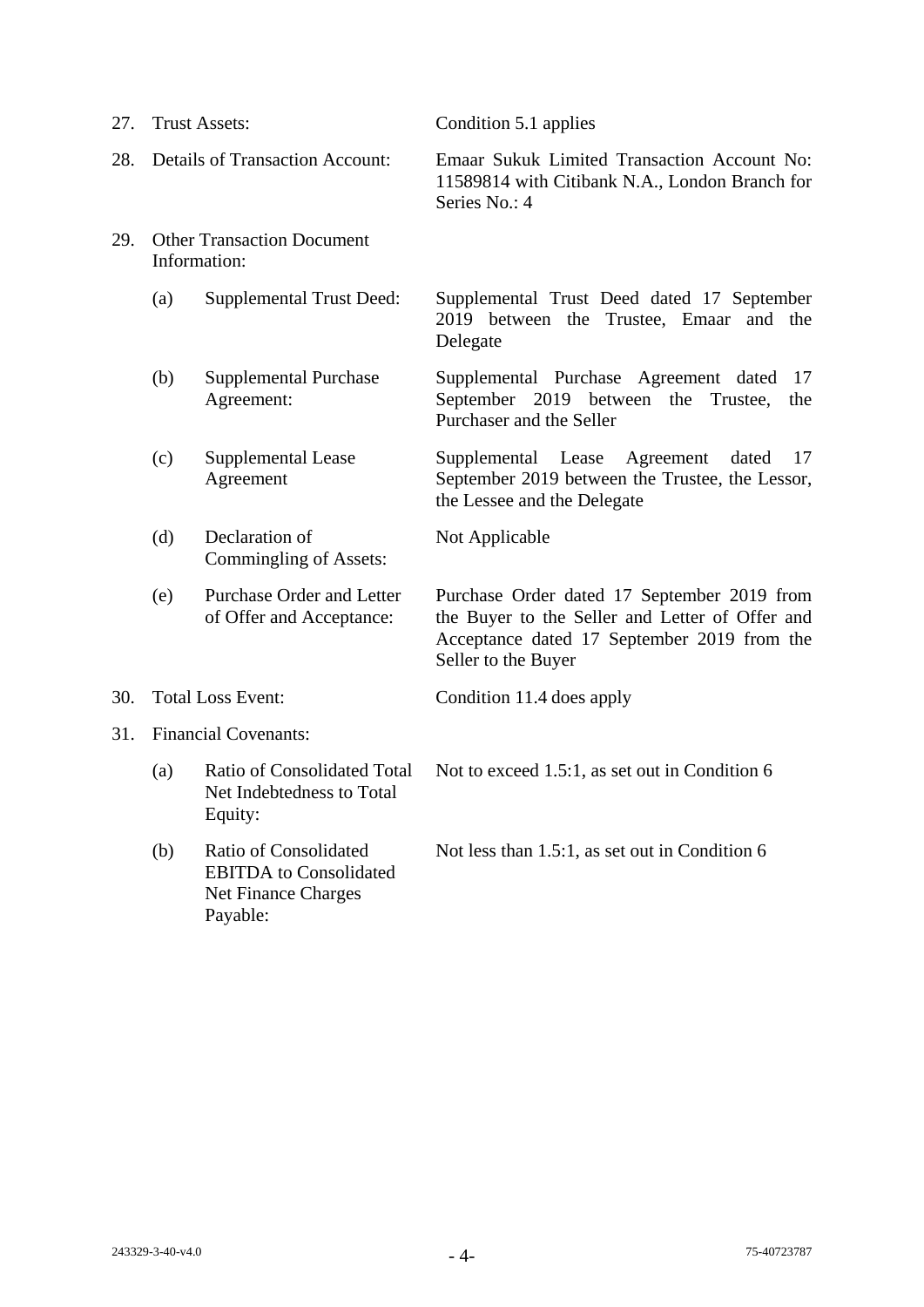27. Trust Assets: Condition 5.1 applies

28. Details of Transaction Account: Emaar Sukuk Limited Transaction Account No: 11589814 with Citibank N.A., London Branch for Series No.: 4

29. Other Transaction Document Information:

    (a) Supplemental Trust Deed: Supplemental Trust Deed dated 17 September 2019 between the Trustee, Emaar and the Delegate

    (b) Supplemental Purchase Agreement: Supplemental Purchase Agreement dated 17 September 2019 between the Trustee, the Purchaser and the Seller

    (c) Supplemental Lease Agreement: Supplemental Lease Agreement dated 17 September 2019 between the Trustee, the Lessor, the Lessee and the Delegate

    (d) Declaration of Commingling of Assets: Not Applicable

    (e) Purchase Order and Letter of Offer and Acceptance: Purchase Order dated 17 September 2019 from the Buyer to the Seller and Letter of Offer and Acceptance dated 17 September 2019 from the Seller to the Buyer

30. Total Loss Event: Condition 11.4 does apply

31. Financial Covenants:

    (a) Ratio of Consolidated Total Net Indebtedness to Total Equity: Not to exceed 1.5:1, as set out in Condition 6

    (b) Ratio of Consolidated EBITDA to Consolidated Net Finance Charges Payable: Not less than 1.5:1, as set out in Condition 6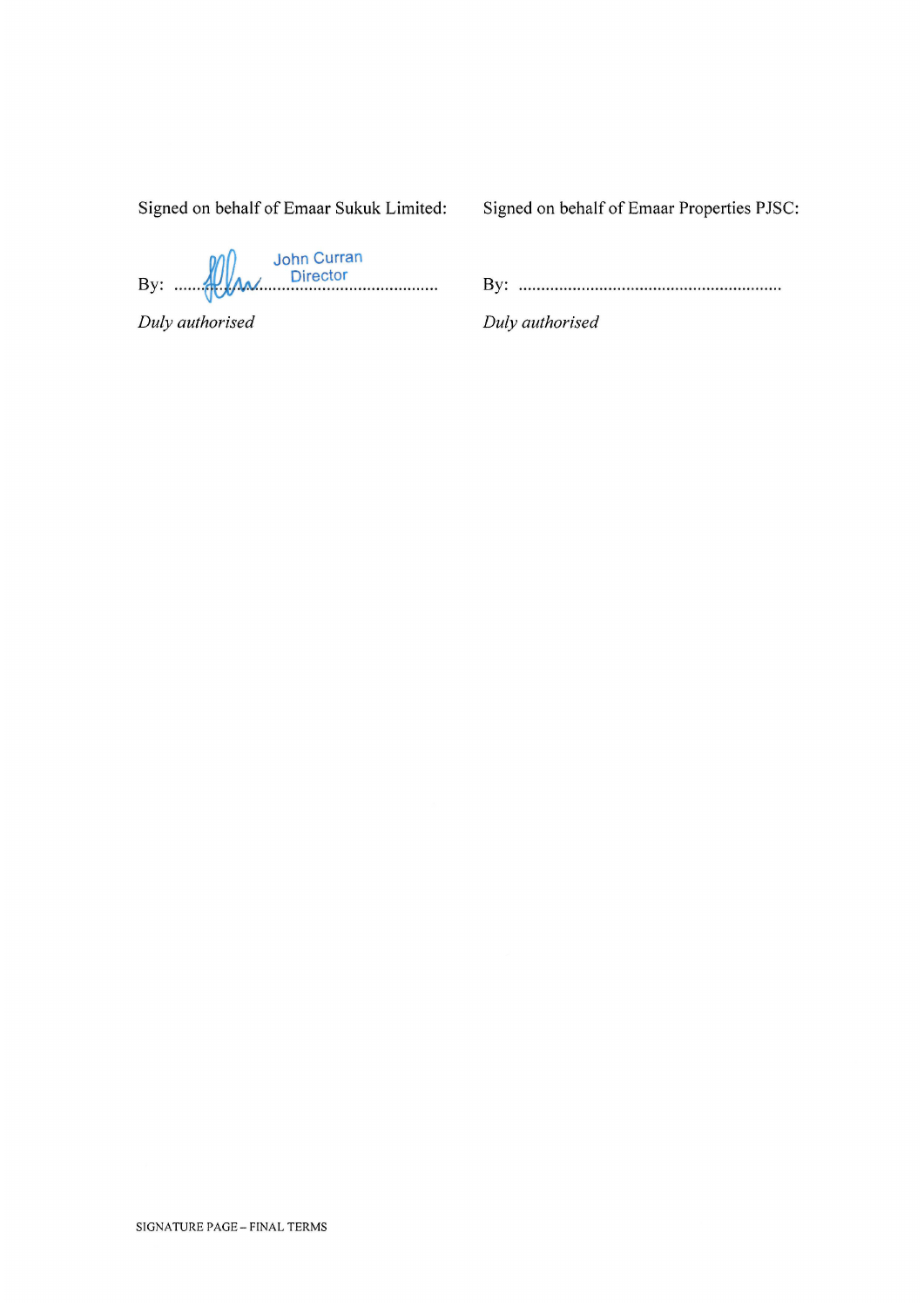Signed on behalf of Emaar Sukuk Limited:

By: ........................................................... John Curran Director

*Duly authorised*

Signed on behalf of Emaar Properties PJSC:

By: ...........................................................

*Duly authorised*

SIGNATURE PAGE – FINAL TERMS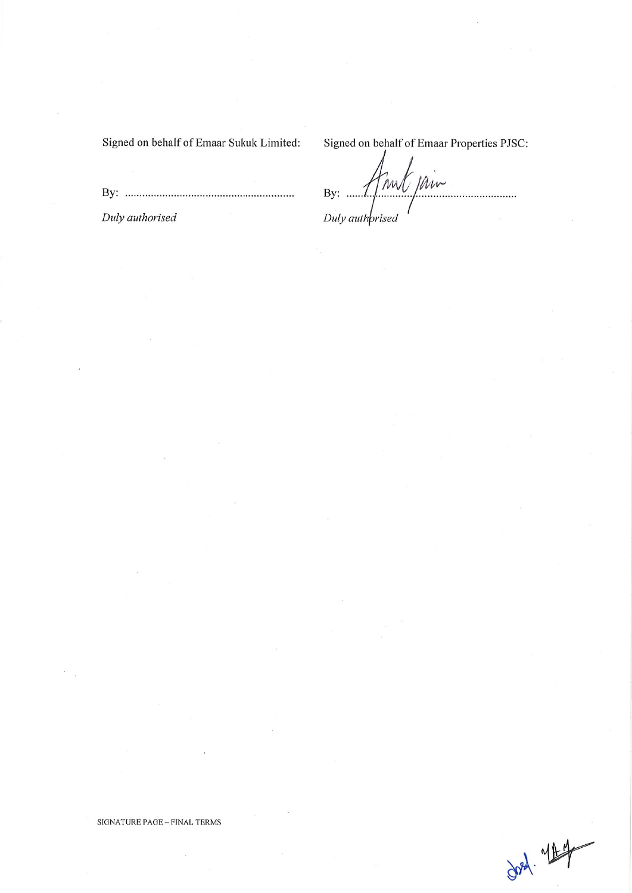Signed on behalf of Emaar Sukuk Limited:

By: ...........................................................

*Duly authorised*

Signed on behalf of Emaar Properties PJSC:

By: ...........................................................

*Duly authorised*

SIGNATURE PAGE – FINAL TERMS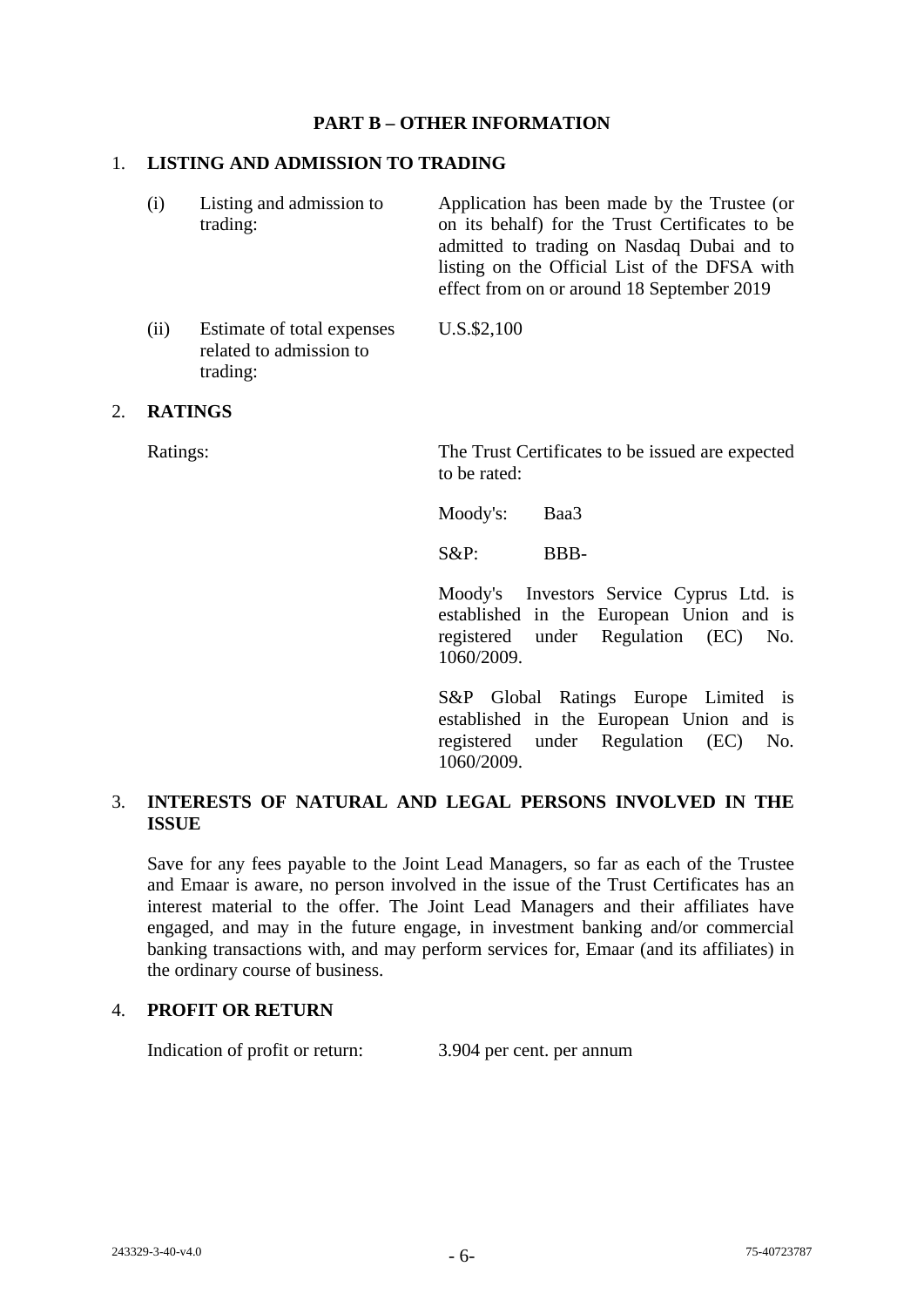## PART B – OTHER INFORMATION

### 1. LISTING AND ADMISSION TO TRADING

| | | |
|---|---|---|
| (i) | Listing and admission to trading: | Application has been made by the Trustee (or on its behalf) for the Trust Certificates to be admitted to trading on Nasdaq Dubai and to listing on the Official List of the DFSA with effect from on or around 18 September 2019 |
| (ii) | Estimate of total expenses related to admission to trading: | U.S.$2,100 |

### 2. RATINGS

Ratings: The Trust Certificates to be issued are expected to be rated:

Moody's: Baa3

S&P: BBB-

Moody's Investors Service Cyprus Ltd. is established in the European Union and is registered under Regulation (EC) No. 1060/2009.

S&P Global Ratings Europe Limited is established in the European Union and is registered under Regulation (EC) No. 1060/2009.

### 3. INTERESTS OF NATURAL AND LEGAL PERSONS INVOLVED IN THE ISSUE

Save for any fees payable to the Joint Lead Managers, so far as each of the Trustee and Emaar is aware, no person involved in the issue of the Trust Certificates has an interest material to the offer. The Joint Lead Managers and their affiliates have engaged, and may in the future engage, in investment banking and/or commercial banking transactions with, and may perform services for, Emaar (and its affiliates) in the ordinary course of business.

### 4. PROFIT OR RETURN

Indication of profit or return: 3.904 per cent. per annum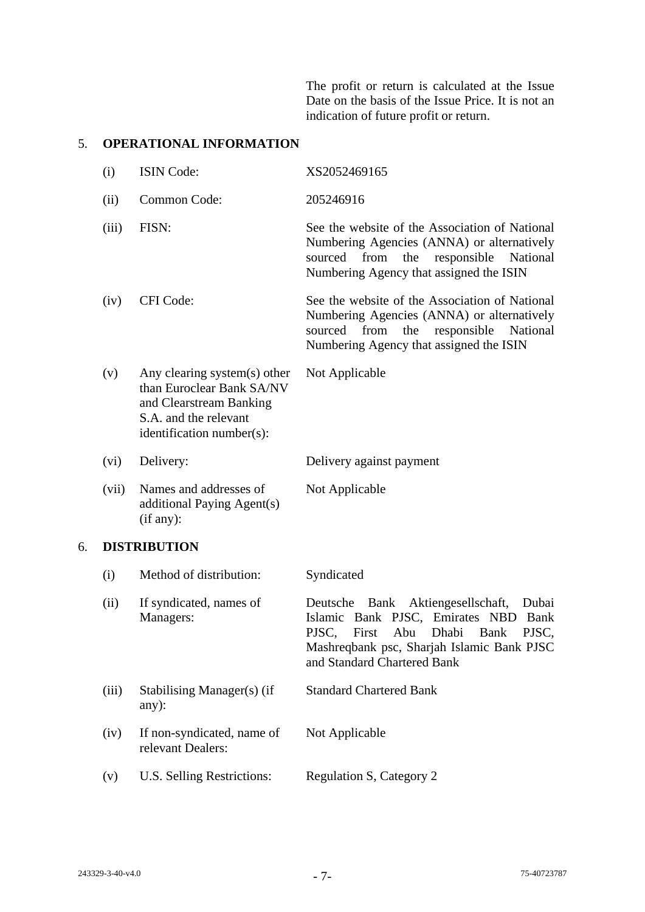The profit or return is calculated at the Issue Date on the basis of the Issue Price. It is not an indication of future profit or return.

## 5. OPERATIONAL INFORMATION

| | | |
|---|---|---|
| (i) | ISIN Code: | XS2052469165 |
| (ii) | Common Code: | 205246916 |
| (iii) | FISN: | See the website of the Association of National Numbering Agencies (ANNA) or alternatively sourced from the responsible National Numbering Agency that assigned the ISIN |
| (iv) | CFI Code: | See the website of the Association of National Numbering Agencies (ANNA) or alternatively sourced from the responsible National Numbering Agency that assigned the ISIN |
| (v) | Any clearing system(s) other than Euroclear Bank SA/NV and Clearstream Banking S.A. and the relevant identification number(s): | Not Applicable |
| (vi) | Delivery: | Delivery against payment |
| (vii) | Names and addresses of additional Paying Agent(s) (if any): | Not Applicable |

## 6. DISTRIBUTION

| | | |
|---|---|---|
| (i) | Method of distribution: | Syndicated |
| (ii) | If syndicated, names of Managers: | Deutsche Bank Aktiengesellschaft, Dubai Islamic Bank PJSC, Emirates NBD Bank PJSC, First Abu Dhabi Bank PJSC, Mashreqbank psc, Sharjah Islamic Bank PJSC and Standard Chartered Bank |
| (iii) | Stabilising Manager(s) (if any): | Standard Chartered Bank |
| (iv) | If non-syndicated, name of relevant Dealers: | Not Applicable |
| (v) | U.S. Selling Restrictions: | Regulation S, Category 2 |